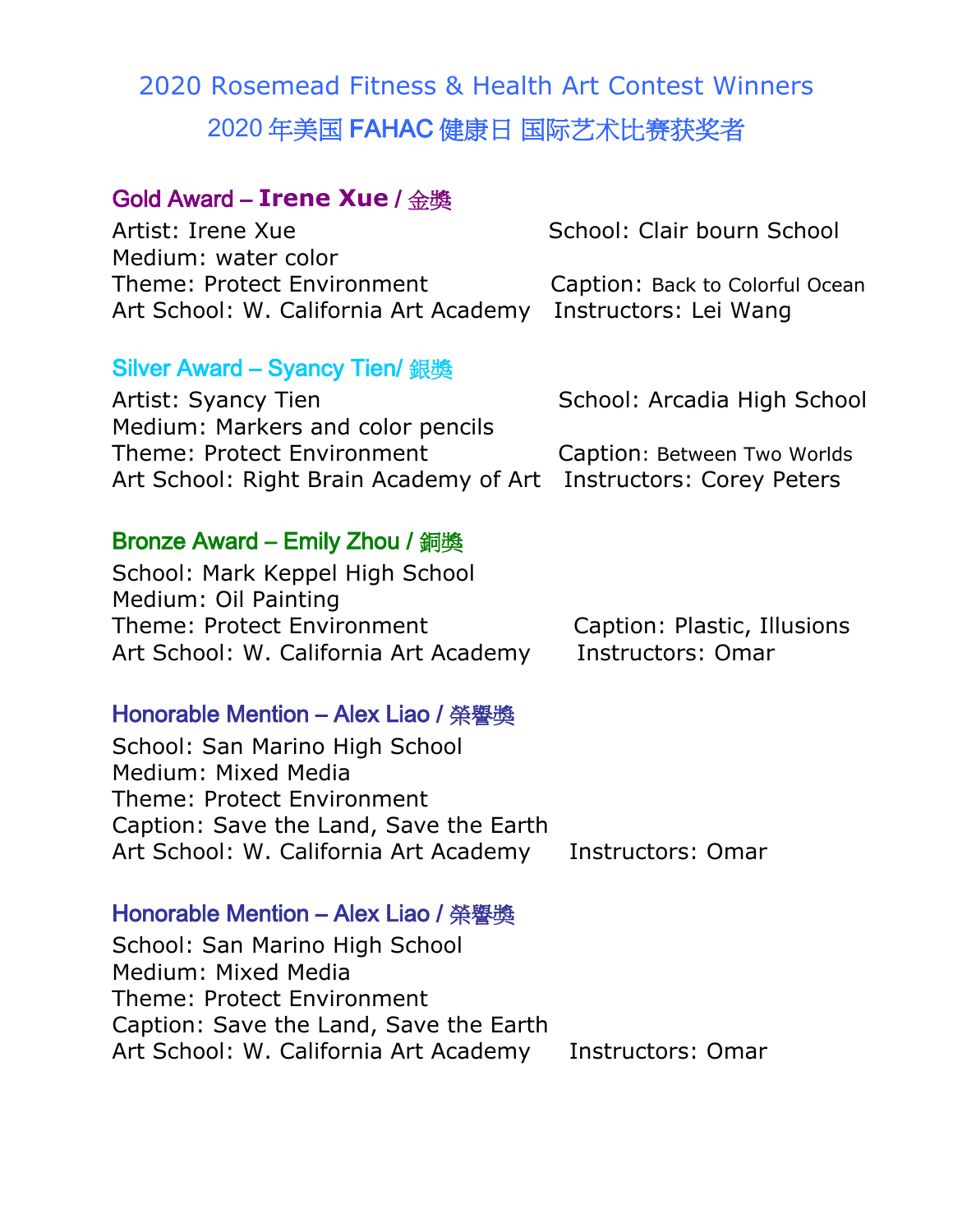# 2020 Rosemead Fitness & Health Art Contest Winners

# 2020年美国 FAHAC 健康日 国际艺术比赛获奖者

## Gold Award – **Irene Xue** / 金獎

Artist: Irene Xue
School: Clair bourn School
Medium: water color
Theme: Protect Environment
Caption: Back to Colorful Ocean
Art School: W. California Art Academy
Instructors: Lei Wang

## Silver Award – Syancy Tien/ 銀獎

Artist: Syancy Tien
School: Arcadia High School
Medium: Markers and color pencils
Theme: Protect Environment
Caption: Between Two Worlds
Art School: Right Brain Academy of Art
Instructors: Corey Peters

## Bronze Award – Emily Zhou / 銅獎

School: Mark Keppel High School
Medium: Oil Painting
Theme: Protect Environment
Caption: Plastic, Illusions
Art School: W. California Art Academy
Instructors: Omar

## Honorable Mention – Alex Liao / 榮譽獎

School: San Marino High School
Medium: Mixed Media
Theme: Protect Environment
Caption: Save the Land, Save the Earth
Art School: W. California Art Academy
Instructors: Omar

## Honorable Mention – Alex Liao / 榮譽獎

School: San Marino High School
Medium: Mixed Media
Theme: Protect Environment
Caption: Save the Land, Save the Earth
Art School: W. California Art Academy
Instructors: Omar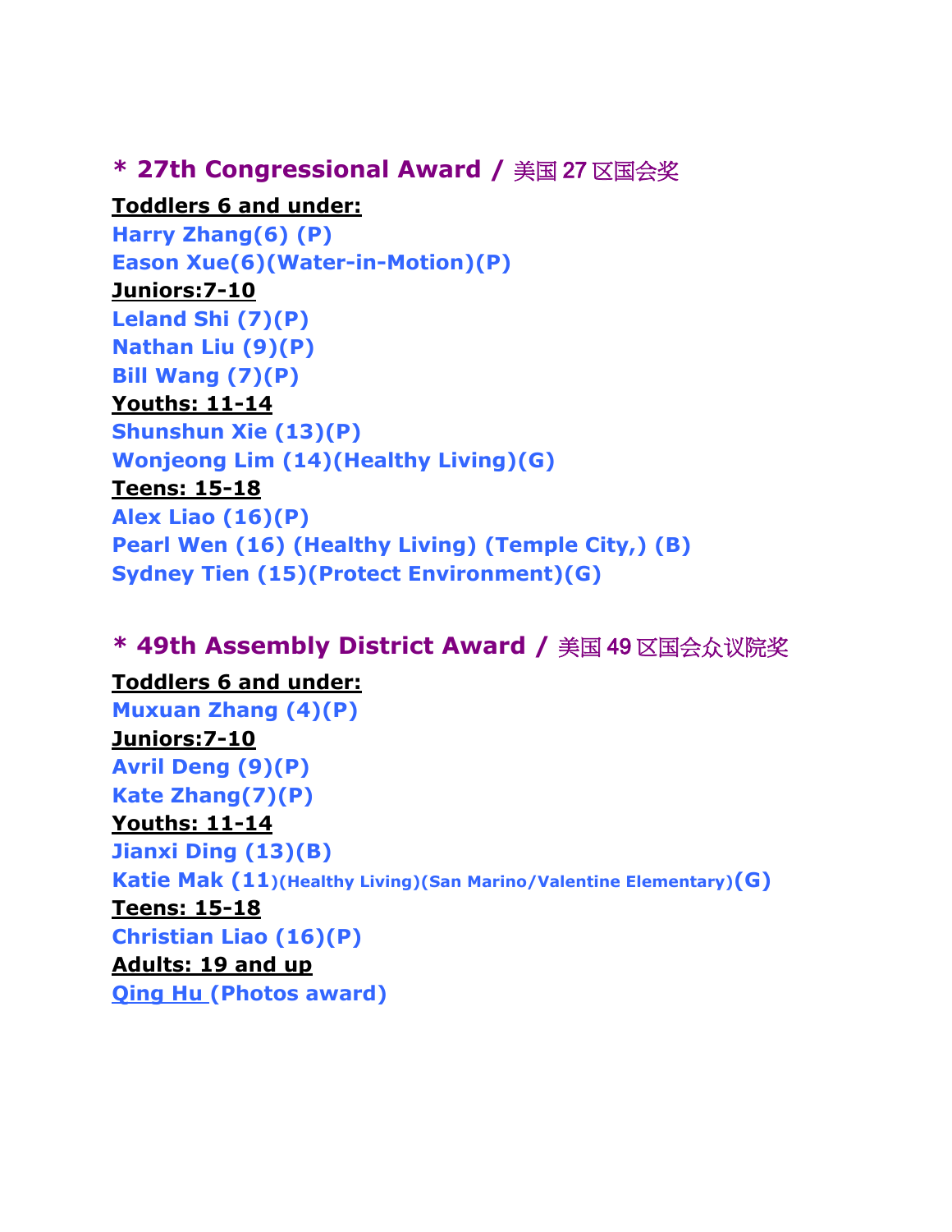## * 27th Congressional Award / 美国 27 区国会奖

**Toddlers 6 and under:**

**Harry Zhang(6) (P)**
**Eason Xue(6)(Water-in-Motion)(P)**

**Juniors:7-10**

**Leland Shi (7)(P)**
**Nathan Liu (9)(P)**
**Bill Wang (7)(P)**

**Youths: 11-14**

**Shunshun Xie (13)(P)**
**Wonjeong Lim (14)(Healthy Living)(G)**

**Teens: 15-18**

**Alex Liao (16)(P)**
**Pearl Wen (16) (Healthy Living) (Temple City,) (B)**
**Sydney Tien (15)(Protect Environment)(G)**

## * 49th Assembly District Award / 美国 49 区国会众议院奖

**Toddlers 6 and under:**

**Muxuan Zhang (4)(P)**

**Juniors:7-10**

**Avril Deng (9)(P)**
**Kate Zhang(7)(P)**

**Youths: 11-14**

**Jianxi Ding (13)(B)**
**Katie Mak (11)(Healthy Living)(San Marino/Valentine Elementary)(G)**

**Teens: 15-18**

**Christian Liao (16)(P)**

**Adults: 19 and up**

**Qing Hu (Photos award)**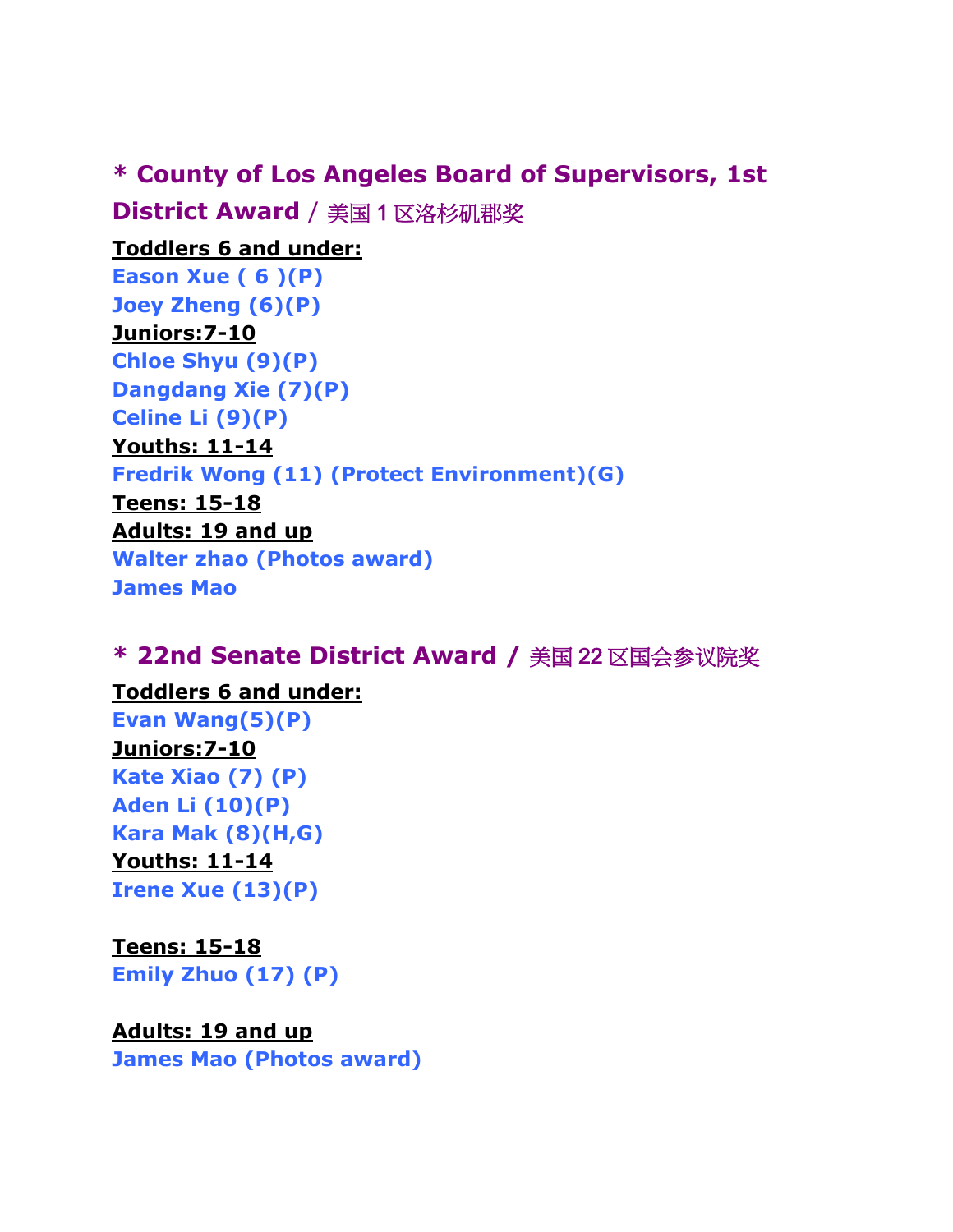## * County of Los Angeles Board of Supervisors, 1st District Award / 美国 1 区洛杉矶郡奖

**Toddlers 6 and under:**

**Eason Xue ( 6 )(P)**
**Joey Zheng (6)(P)**

**Juniors:7-10**

**Chloe Shyu (9)(P)**
**Dangdang Xie (7)(P)**
**Celine Li (9)(P)**

**Youths: 11-14**

**Fredrik Wong (11) (Protect Environment)(G)**

**Teens: 15-18**

**Adults: 19 and up**

**Walter zhao (Photos award)**
**James Mao**

## * 22nd Senate District Award / 美国 22 区国会参议院奖

**Toddlers 6 and under:**

**Evan Wang(5)(P)**

**Juniors:7-10**

**Kate Xiao (7) (P)**
**Aden Li (10)(P)**
**Kara Mak (8)(H,G)**

**Youths: 11-14**

**Irene Xue (13)(P)**

**Teens: 15-18**

**Emily Zhuo (17) (P)**

**Adults: 19 and up**

**James Mao (Photos award)**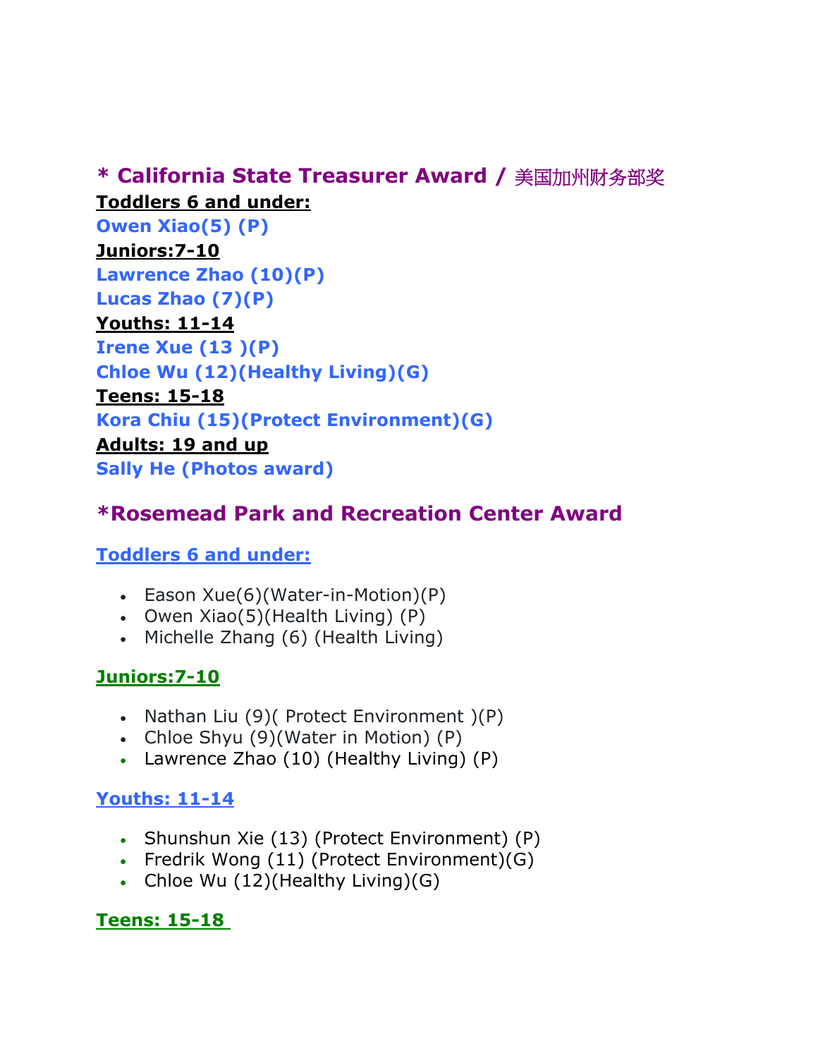## * California State Treasurer Award / 美国加州财务部奖

**Toddlers 6 and under:**

**Owen Xiao(5) (P)**

**Juniors:7-10**

**Lawrence Zhao (10)(P)**

**Lucas Zhao (7)(P)**

**Youths: 11-14**

**Irene Xue (13 )(P)**

**Chloe Wu (12)(Healthy Living)(G)**

**Teens: 15-18**

**Kora Chiu (15)(Protect Environment)(G)**

**Adults: 19 and up**

**Sally He (Photos award)**

## *Rosemead Park and Recreation Center Award

**Toddlers 6 and under:**

- Eason Xue(6)(Water-in-Motion)(P)
- Owen Xiao(5)(Health Living) (P)
- Michelle Zhang (6) (Health Living)

**Juniors:7-10**

- Nathan Liu (9)( Protect Environment )(P)
- Chloe Shyu (9)(Water in Motion) (P)
- Lawrence Zhao (10) (Healthy Living) (P)

**Youths: 11-14**

- Shunshun Xie (13) (Protect Environment) (P)
- Fredrik Wong (11) (Protect Environment)(G)
- Chloe Wu (12)(Healthy Living)(G)

**Teens: 15-18**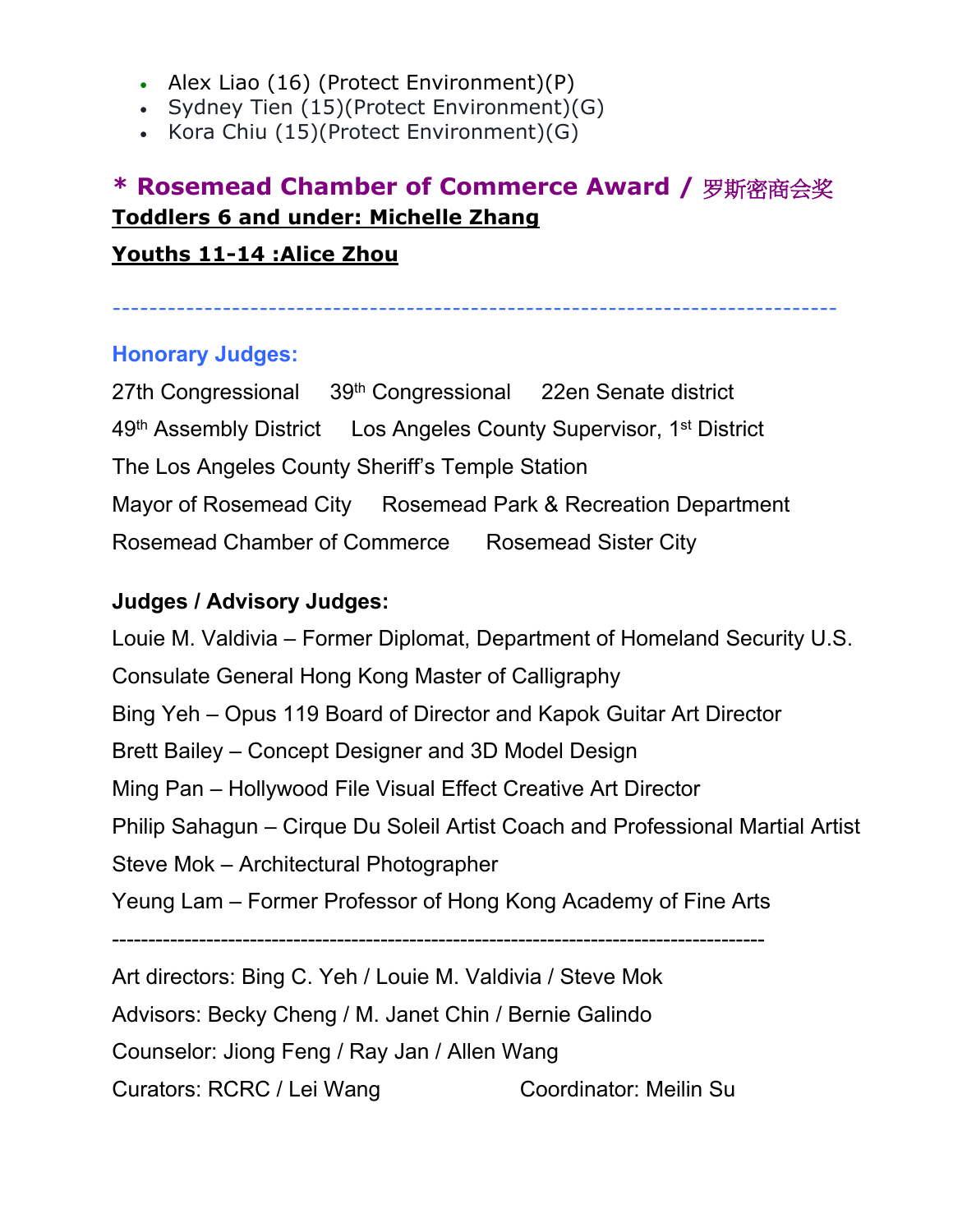- Alex Liao (16) (Protect Environment)(P)
- Sydney Tien (15)(Protect Environment)(G)
- Kora Chiu (15)(Protect Environment)(G)

## * Rosemead Chamber of Commerce Award / 罗斯密商会奖

**Toddlers 6 and under: Michelle Zhang**

**Youths 11-14 :Alice Zhou**

-----------------------------------------------------------------------------

### Honorary Judges:

27th Congressional     39th Congressional     22en Senate district

49th Assembly District     Los Angeles County Supervisor, 1st District

The Los Angeles County Sheriff's Temple Station

Mayor of Rosemead City     Rosemead Park & Recreation Department

Rosemead Chamber of Commerce     Rosemead Sister City

### Judges / Advisory Judges:

Louie M. Valdivia – Former Diplomat, Department of Homeland Security U.S. Consulate General Hong Kong Master of Calligraphy

Bing Yeh – Opus 119 Board of Director and Kapok Guitar Art Director

Brett Bailey – Concept Designer and 3D Model Design

Ming Pan – Hollywood File Visual Effect Creative Art Director

Philip Sahagun – Cirque Du Soleil Artist Coach and Professional Martial Artist

Steve Mok – Architectural Photographer

Yeung Lam – Former Professor of Hong Kong Academy of Fine Arts

-----------------------------------------------------------------------------------------

Art directors: Bing C. Yeh / Louie M. Valdivia / Steve Mok

Advisors: Becky Cheng / M. Janet Chin / Bernie Galindo

Counselor: Jiong Feng / Ray Jan / Allen Wang

Curators: RCRC / Lei Wang     Coordinator: Meilin Su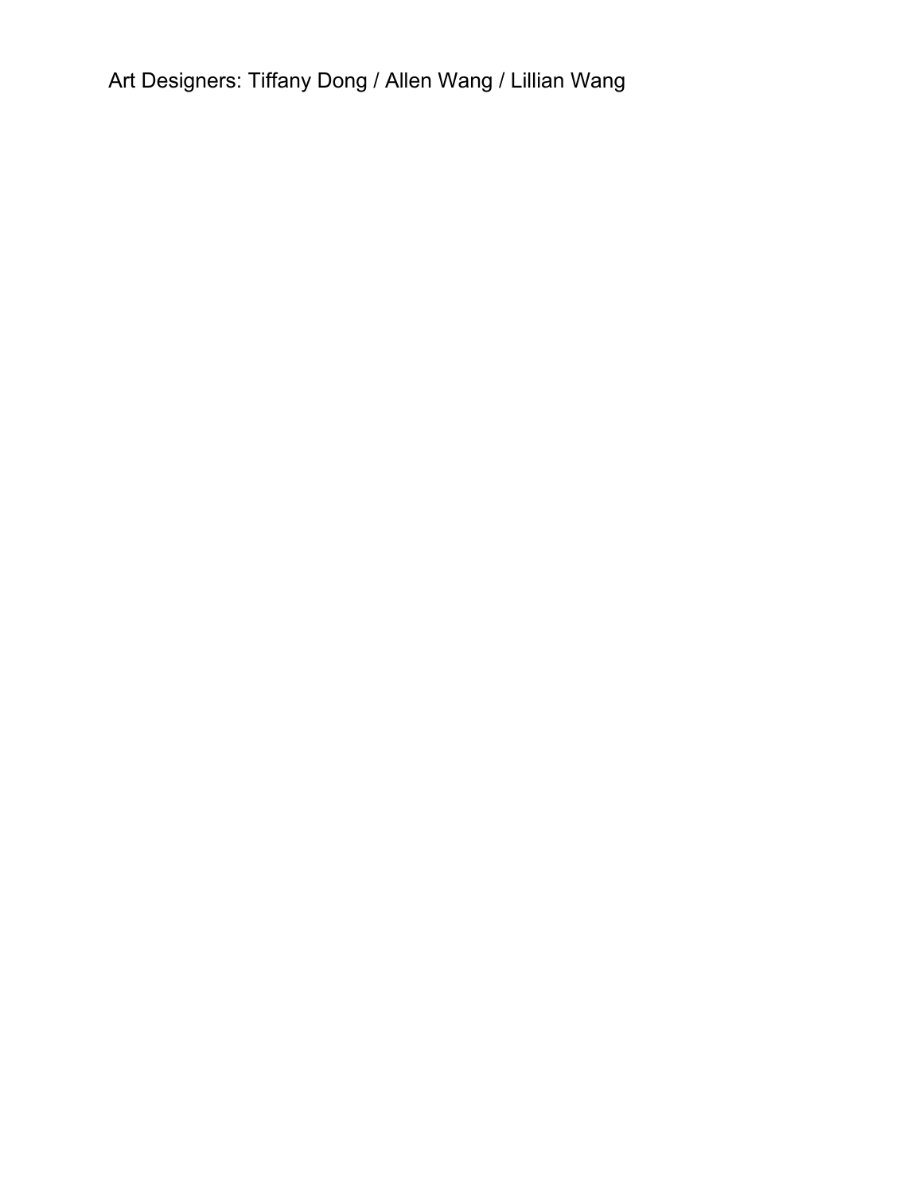Art Designers: Tiffany Dong / Allen Wang / Lillian Wang